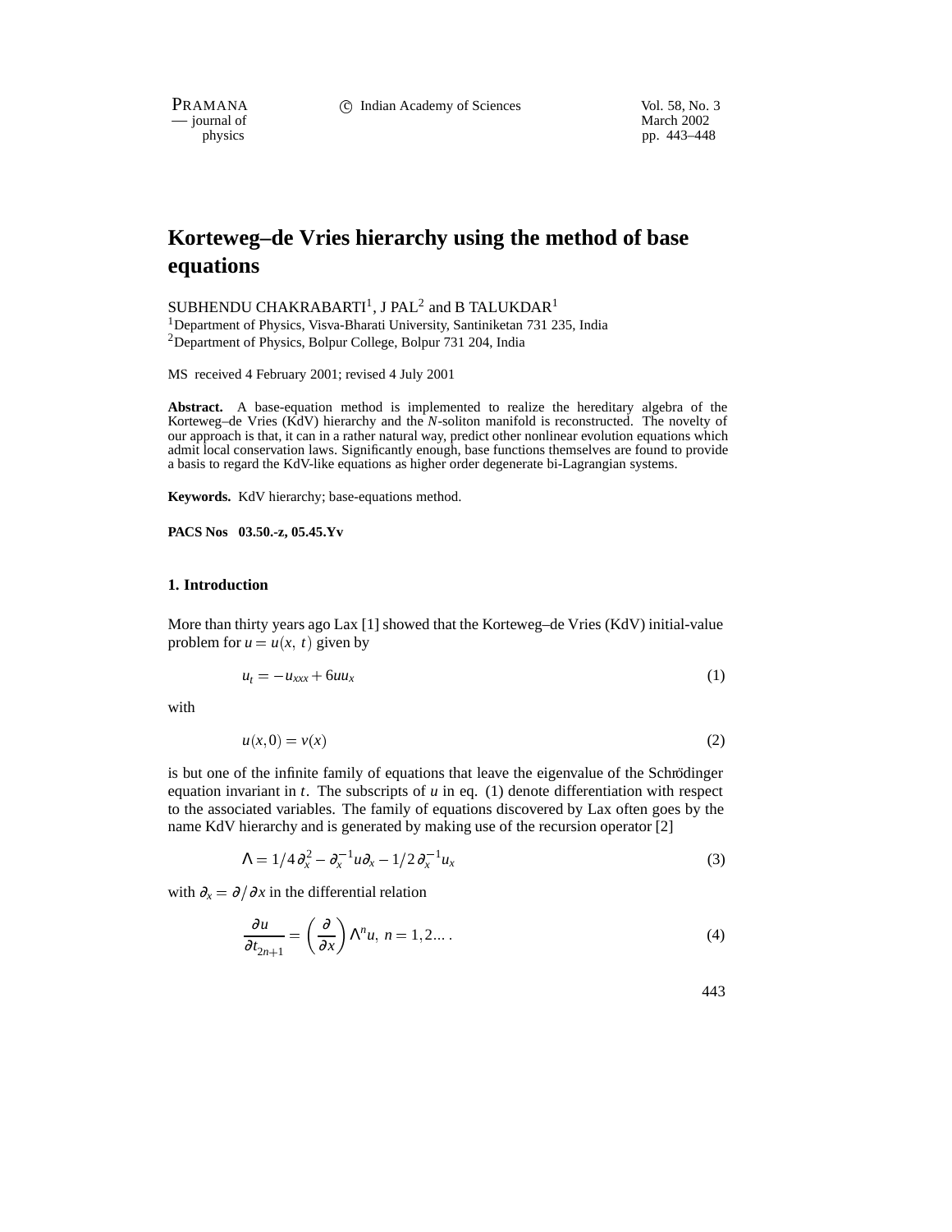# Korteweg–de Vries hierarchy using the method of base equations

SUBHENDU CHAKRABARTI[1], J PAL[2] and B TALUKDAR[1]

[1]Department of Physics, Visva-Bharati University, Santiniketan 731 235, India

[2]Department of Physics, Bolpur College, Bolpur 731 204, India

MS received 4 February 2001; revised 4 July 2001

**Abstract.** A base-equation method is implemented to realize the hereditary algebra of the Korteweg–de Vries (KdV) hierarchy and the *N*-soliton manifold is reconstructed. The novelty of our approach is that, it can in a rather natural way, predict other nonlinear evolution equations which admit local conservation laws. Significantly enough, base functions themselves are found to provide a basis to regard the KdV-like equations as higher order degenerate bi-Lagrangian systems.

**Keywords.** KdV hierarchy; base-equations method.

**PACS Nos 03.50.-z, 05.45.Yv**

## 1. Introduction

More than thirty years ago Lax [1] showed that the Korteweg–de Vries (KdV) initial-value problem for $u = u(x, t)$ given by

$$u_t = -u_{xxx} + 6uu_x \tag{1}$$

with

$$u(x, 0) = v(x) \tag{2}$$

is but one of the infinite family of equations that leave the eigenvalue of the Schrödinger equation invariant in $t$. The subscripts of $u$ in eq. (1) denote differentiation with respect to the associated variables. The family of equations discovered by Lax often goes by the name KdV hierarchy and is generated by making use of the recursion operator [2]

$$\Lambda = 1/4\,\partial_x^2 - \partial_x^{-1} u \partial_x - 1/2\,\partial_x^{-1} u_x \tag{3}$$

with $\partial_x = \partial/\partial x$ in the differential relation

$$\frac{\partial u}{\partial t_{2n+1}} = \left(\frac{\partial}{\partial x}\right) \Lambda^n u,\; n = 1, 2 \ldots . \tag{4}$$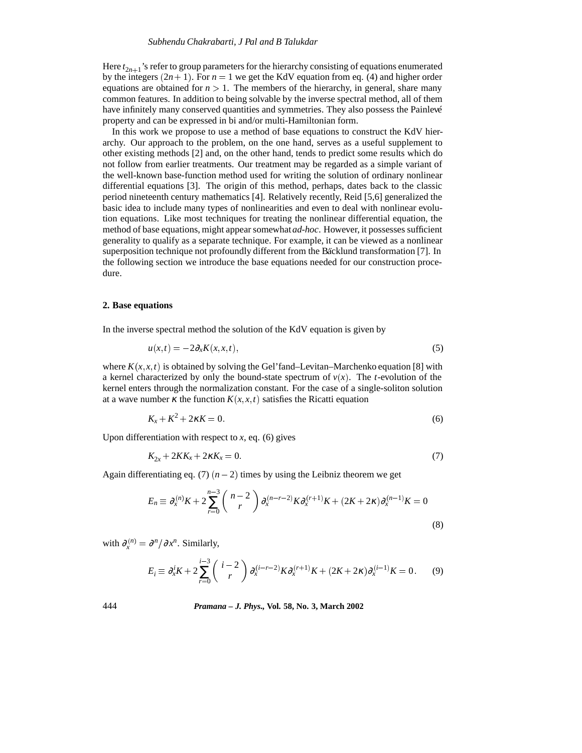Here $t_{2n+1}$'s refer to group parameters for the hierarchy consisting of equations enumerated by the integers $(2n+1)$. For $n=1$ we get the KdV equation from eq. (4) and higher order equations are obtained for $n>1$. The members of the hierarchy, in general, share many common features. In addition to being solvable by the inverse spectral method, all of them have infinitely many conserved quantities and symmetries. They also possess the Painlevé property and can be expressed in bi and/or multi-Hamiltonian form.

In this work we propose to use a method of base equations to construct the KdV hierarchy. Our approach to the problem, on the one hand, serves as a useful supplement to other existing methods [2] and, on the other hand, tends to predict some results which do not follow from earlier treatments. Our treatment may be regarded as a simple variant of the well-known base-function method used for writing the solution of ordinary nonlinear differential equations [3]. The origin of this method, perhaps, dates back to the classic period nineteenth century mathematics [4]. Relatively recently, Reid [5,6] generalized the basic idea to include many types of nonlinearities and even to deal with nonlinear evolution equations. Like most techniques for treating the nonlinear differential equation, the method of base equations, might appear somewhat *ad-hoc*. However, it possesses sufficient generality to qualify as a separate technique. For example, it can be viewed as a nonlinear superposition technique not profoundly different from the Bäcklund transformation [7]. In the following section we introduce the base equations needed for our construction procedure.

## 2. Base equations

In the inverse spectral method the solution of the KdV equation is given by

$$u(x,t) = -2\partial_x K(x,x,t), \tag{5}$$

where $K(x,x,t)$ is obtained by solving the Gel'fand–Levitan–Marchenko equation [8] with a kernel characterized by only the bound-state spectrum of $v(x)$. The $t$-evolution of the kernel enters through the normalization constant. For the case of a single-soliton solution at a wave number $\kappa$ the function $K(x,x,t)$ satisfies the Ricatti equation

$$K_x + K^2 + 2\kappa K = 0. \tag{6}$$

Upon differentiation with respect to $x$, eq. (6) gives

$$K_{2x} + 2KK_x + 2\kappa K_x = 0. \tag{7}$$

Again differentiating eq. (7) $(n-2)$ times by using the Leibniz theorem we get

$$E_n \equiv \partial_x^{(n)} K + 2\sum_{r=0}^{n-3} \binom{n-2}{r} \partial_x^{(n-r-2)} K \partial_x^{(r+1)} K + (2K + 2\kappa)\partial_x^{(n-1)} K = 0 \tag{8}$$

with $\partial_x^{(n)} = \partial^n / \partial x^n$. Similarly,

$$E_i \equiv \partial_x^i K + 2\sum_{r=0}^{i-3} \binom{i-2}{r} \partial_x^{(i-r-2)} K \partial_x^{(r+1)} K + (2K + 2\kappa)\partial_x^{(i-1)} K = 0. \tag{9}$$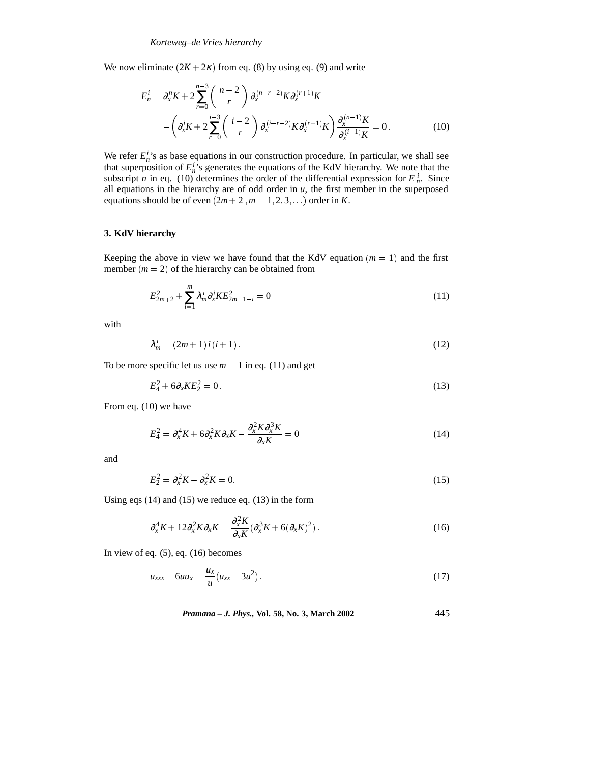We now eliminate $(2K+2\kappa)$ from eq. (8) by using eq. (9) and write

$$E_n^i = \partial_x^n K + 2\sum_{r=0}^{n-3} \binom{n-2}{r} \partial_x^{(n-r-2)} K \partial_x^{(r+1)} K - \left(\partial_x^i K + 2\sum_{r=0}^{i-3} \binom{i-2}{r} \partial_x^{(i-r-2)} K \partial_x^{(r+1)} K\right) \frac{\partial_x^{(n-1)} K}{\partial_x^{(i-1)} K} = 0\,. \tag{10}$$

We refer $E_n^i$'s as base equations in our construction procedure. In particular, we shall see that superposition of $E_n^i$'s generates the equations of the KdV hierarchy. We note that the subscript $n$ in eq. (10) determines the order of the differential expression for $E_n^i$. Since all equations in the hierarchy are of odd order in $u$, the first member in the superposed equations should be of even $(2m+2\,, m=1,2,3,\ldots)$ order in $K$.

### 3. KdV hierarchy

Keeping the above in view we have found that the KdV equation $(m=1)$ and the first member $(m=2)$ of the hierarchy can be obtained from

$$E_{2m+2}^2 + \sum_{i=1}^{m} \lambda_m^i \partial_x^i K E_{2m+1-i}^2 = 0 \tag{11}$$

with

$$\lambda_m^i = (2m+1)\, i\, (i+1)\,. \tag{12}$$

To be more specific let us use $m=1$ in eq. (11) and get

$$E_4^2 + 6\partial_x K E_2^2 = 0\,. \tag{13}$$

From eq. (10) we have

$$E_4^2 = \partial_x^4 K + 6\partial_x^2 K \partial_x K - \frac{\partial_x^2 K \partial_x^3 K}{\partial_x K} = 0 \tag{14}$$

and

$$E_2^2 = \partial_x^2 K - \partial_x^2 K = 0. \tag{15}$$

Using eqs (14) and (15) we reduce eq. (13) in the form

$$\partial_x^4 K + 12\partial_x^2 K \partial_x K = \frac{\partial_x^2 K}{\partial_x K}(\partial_x^3 K + 6(\partial_x K)^2)\,. \tag{16}$$

In view of eq. (5), eq. (16) becomes

$$u_{xxx} - 6uu_x = \frac{u_x}{u}(u_{xx} - 3u^2)\,. \tag{17}$$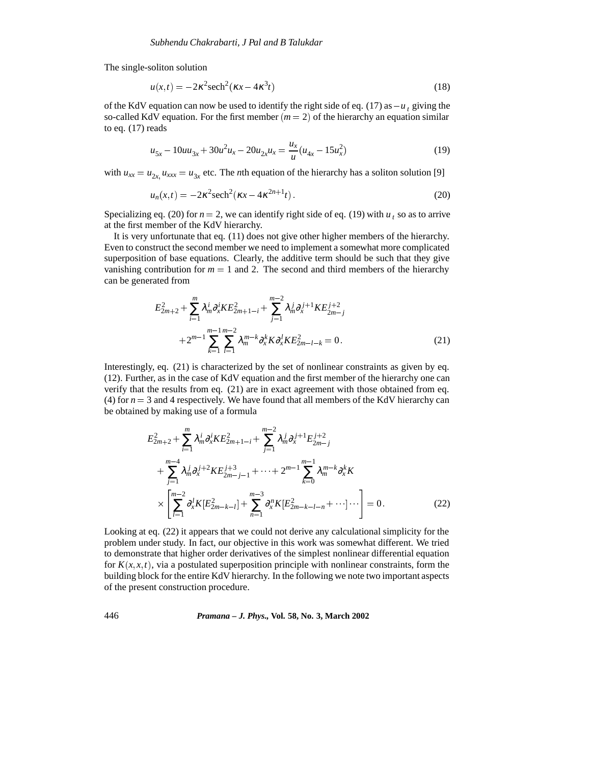The single-soliton solution

$$u(x,t) = -2\kappa^2 \mathrm{sech}^2(\kappa x - 4\kappa^3 t) \tag{18}$$

of the KdV equation can now be used to identify the right side of eq. (17) as $-u_t$ giving the so-called KdV equation. For the first member $(m = 2)$ of the hierarchy an equation similar to eq. (17) reads

$$u_{5x} - 10uu_{3x} + 30u^2 u_x - 20u_{2x}u_x = \frac{u_x}{u}(u_{4x} - 15u_x^2) \tag{19}$$

with $u_{xx} = u_{2x},\, u_{xxx} = u_{3x}$ etc. The $n$th equation of the hierarchy has a soliton solution [9]

$$u_n(x,t) = -2\kappa^2 \mathrm{sech}^2(\kappa x - 4\kappa^{2n+1} t). \tag{20}$$

Specializing eq. (20) for $n = 2$, we can identify right side of eq. (19) with $u_t$ so as to arrive at the first member of the KdV hierarchy.

It is very unfortunate that eq. (11) does not give other higher members of the hierarchy. Even to construct the second member we need to implement a somewhat more complicated superposition of base equations. Clearly, the additive term should be such that they give vanishing contribution for $m = 1$ and 2. The second and third members of the hierarchy can be generated from

$$E_{2m+2}^2 + \sum_{i=1}^{m} \lambda_m^i \partial_x^i K E_{2m+1-i}^2 + \sum_{j=1}^{m-2} \lambda_m^j \partial_x^{j+1} K E_{2m-j}^{j+2}$$
$$+ 2^{m-1} \sum_{k=1}^{m-1} \sum_{l=1}^{m-2} \lambda_m^{m-k} \partial_x^k K \partial_x^l K E_{2m-l-k}^2 = 0. \tag{21}$$

Interestingly, eq. (21) is characterized by the set of nonlinear constraints as given by eq. (12). Further, as in the case of KdV equation and the first member of the hierarchy one can verify that the results from eq. (21) are in exact agreement with those obtained from eq. (4) for $n = 3$ and 4 respectively. We have found that all members of the KdV hierarchy can be obtained by making use of a formula

$$E_{2m+2}^2 + \sum_{i=1}^{m} \lambda_m^i \partial_x^i K E_{2m+1-i}^2 + \sum_{j=1}^{m-2} \lambda_m^j \partial_x^{j+1} E_{2m-j}^{j+2}$$
$$+ \sum_{j=1}^{m-4} \lambda_m^j \partial_x^{j+2} K E_{2m-j-1}^{j+3} + \cdots + 2^{m-1} \sum_{k=0}^{m-1} \lambda_m^{m-k} \partial_x^k K$$
$$\times \left[ \sum_{l=1}^{m-2} \partial_x^l K [E_{2m-k-l}^2] + \sum_{n=1}^{m-3} \partial_x^n K [E_{2m-k-l-n}^2 + \cdots] \cdots \right] = 0. \tag{22}$$

Looking at eq. (22) it appears that we could not derive any calculational simplicity for the problem under study. In fact, our objective in this work was somewhat different. We tried to demonstrate that higher order derivatives of the simplest nonlinear differential equation for $K(x,x,t)$, via a postulated superposition principle with nonlinear constraints, form the building block for the entire KdV hierarchy. In the following we note two important aspects of the present construction procedure.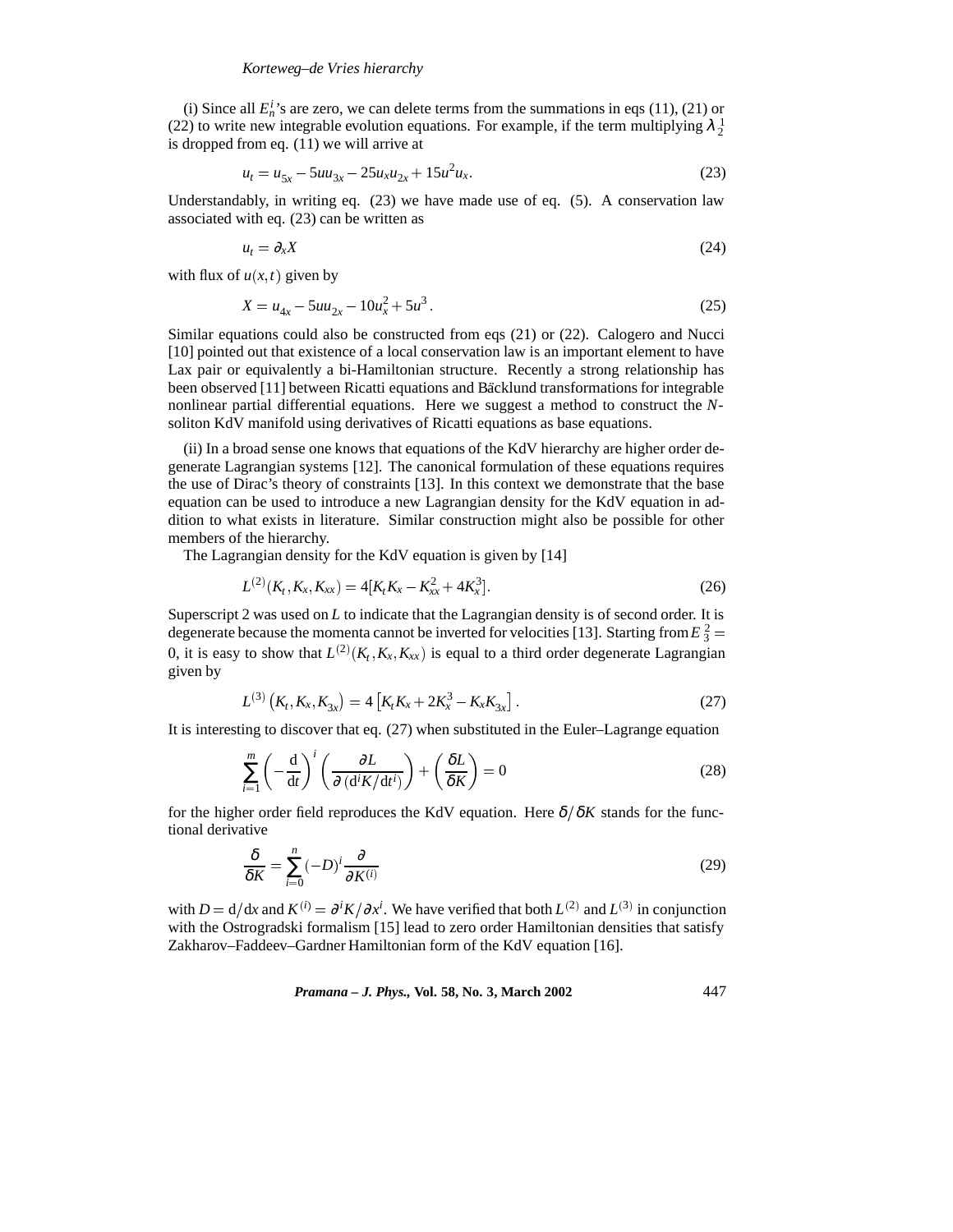(i) Since all $E_n^i$'s are zero, we can delete terms from the summations in eqs (11), (21) or (22) to write new integrable evolution equations. For example, if the term multiplying $\lambda_2^1$ is dropped from eq. (11) we will arrive at

$$u_t = u_{5x} - 5uu_{3x} - 25u_x u_{2x} + 15u^2 u_x. \tag{23}$$

Understandably, in writing eq. (23) we have made use of eq. (5). A conservation law associated with eq. (23) can be written as

$$u_t = \partial_x X \tag{24}$$

with flux of $u(x,t)$ given by

$$X = u_{4x} - 5uu_{2x} - 10u_x^2 + 5u^3. \tag{25}$$

Similar equations could also be constructed from eqs (21) or (22). Calogero and Nucci [10] pointed out that existence of a local conservation law is an important element to have Lax pair or equivalently a bi-Hamiltonian structure. Recently a strong relationship has been observed [11] between Ricatti equations and Bӓcklund transformations for integrable nonlinear partial differential equations. Here we suggest a method to construct the $N$-soliton KdV manifold using derivatives of Ricatti equations as base equations.

(ii) In a broad sense one knows that equations of the KdV hierarchy are higher order degenerate Lagrangian systems [12]. The canonical formulation of these equations requires the use of Dirac's theory of constraints [13]. In this context we demonstrate that the base equation can be used to introduce a new Lagrangian density for the KdV equation in addition to what exists in literature. Similar construction might also be possible for other members of the hierarchy.

The Lagrangian density for the KdV equation is given by [14]

$$L^{(2)}(K_t, K_x, K_{xx}) = 4[K_t K_x - K_{xx}^2 + 4K_x^3]. \tag{26}$$

Superscript 2 was used on $L$ to indicate that the Lagrangian density is of second order. It is degenerate because the momenta cannot be inverted for velocities [13]. Starting from $E_3^2 = 0$, it is easy to show that $L^{(2)}(K_t, K_x, K_{xx})$ is equal to a third order degenerate Lagrangian given by

$$L^{(3)}\left(K_t, K_x, K_{3x}\right) = 4\left[K_t K_x + 2K_x^3 - K_x K_{3x}\right]. \tag{27}$$

It is interesting to discover that eq. (27) when substituted in the Euler–Lagrange equation

$$\sum_{i=1}^{m}\left(-\frac{\mathrm{d}}{\mathrm{d}t}\right)^i\left(\frac{\partial L}{\partial\left(\mathrm{d}^i K/\mathrm{d}t^i\right)}\right) + \left(\frac{\delta L}{\delta K}\right) = 0 \tag{28}$$

for the higher order field reproduces the KdV equation. Here $\delta/\delta K$ stands for the functional derivative

$$\frac{\delta}{\delta K} = \sum_{i=0}^{n}(-D)^i \frac{\partial}{\partial K^{(i)}} \tag{29}$$

with $D = \mathrm{d}/\mathrm{d}x$ and $K^{(i)} = \partial^i K/\partial x^i$. We have verified that both $L^{(2)}$ and $L^{(3)}$ in conjunction with the Ostrogradski formalism [15] lead to zero order Hamiltonian densities that satisfy Zakharov–Faddeev–Gardner Hamiltonian form of the KdV equation [16].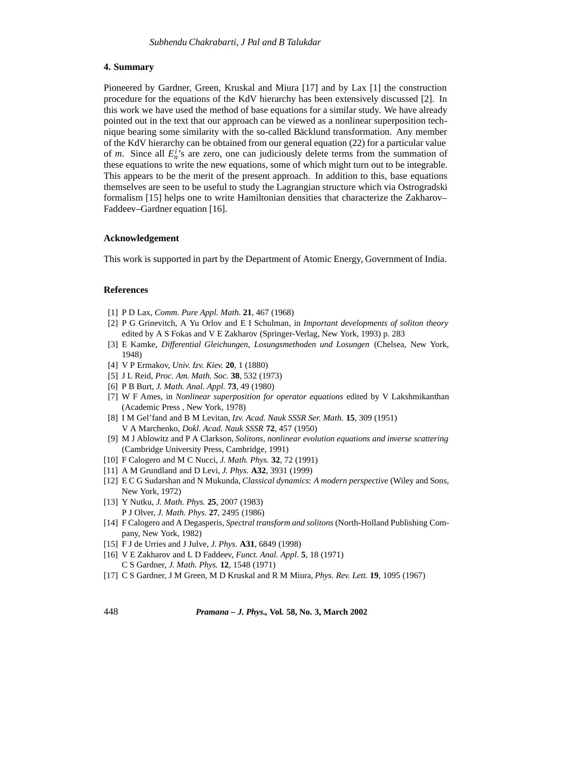## 4. Summary

Pioneered by Gardner, Green, Kruskal and Miura [17] and by Lax [1] the construction procedure for the equations of the KdV hierarchy has been extensively discussed [2]. In this work we have used the method of base equations for a similar study. We have already pointed out in the text that our approach can be viewed as a nonlinear superposition technique bearing some similarity with the so-called Bäcklund transformation. Any member of the KdV hierarchy can be obtained from our general equation (22) for a particular value of $m$. Since all $E_n^i$'s are zero, one can judiciously delete terms from the summation of these equations to write the new equations, some of which might turn out to be integrable. This appears to be the merit of the present approach. In addition to this, base equations themselves are seen to be useful to study the Lagrangian structure which via Ostrogradski formalism [15] helps one to write Hamiltonian densities that characterize the Zakharov–Faddeev–Gardner equation [16].

### Acknowledgement

This work is supported in part by the Department of Atomic Energy, Government of India.

### References

[1] P D Lax, *Comm. Pure Appl. Math.* **21**, 467 (1968)
[2] P G Grinevitch, A Yu Orlov and E I Schulman, in *Important developments of soliton theory* edited by A S Fokas and V E Zakharov (Springer-Verlag, New York, 1993) p. 283
[3] E Kamke, *Differential Gleichungen, Losungsmethoden und Losungen* (Chelsea, New York, 1948)
[4] V P Ermakov, *Univ. Izv. Kiev.* **20**, 1 (1880)
[5] J L Reid, *Proc. Am. Math. Soc.* **38**, 532 (1973)
[6] P B Burt, *J. Math. Anal. Appl.* **73**, 49 (1980)
[7] W F Ames, in *Nonlinear superposition for operator equations* edited by V Lakshmikanthan (Academic Press , New York, 1978)
[8] I M Gel'fand and B M Levitan, *Izv. Acad. Nauk SSSR Ser. Math.* **15**, 309 (1951)
V A Marchenko, *Dokl. Acad. Nauk SSSR* **72**, 457 (1950)
[9] M J Ablowitz and P A Clarkson, *Solitons, nonlinear evolution equations and inverse scattering* (Cambridge University Press, Cambridge, 1991)
[10] F Calogero and M C Nucci, *J. Math. Phys.* **32**, 72 (1991)
[11] A M Grundland and D Levi, *J. Phys.* **A32**, 3931 (1999)
[12] E C G Sudarshan and N Mukunda, *Classical dynamics*: *A modern perspective* (Wiley and Sons, New York, 1972)
[13] Y Nutku, *J. Math. Phys.* **25**, 2007 (1983)
P J Olver, *J. Math. Phys.* **27**, 2495 (1986)
[14] F Calogero and A Degasperis, *Spectral transform and solitons* (North-Holland Publishing Company, New York, 1982)
[15] F J de Urries and J Julve, *J. Phys.* **A31**, 6849 (1998)
[16] V E Zakharov and L D Faddeev, *Funct. Anal. Appl.* **5**, 18 (1971)
C S Gardner, *J. Math. Phys.* **12**, 1548 (1971)
[17] C S Gardner, J M Green, M D Kruskal and R M Miura, *Phys. Rev. Lett.* **19**, 1095 (1967)